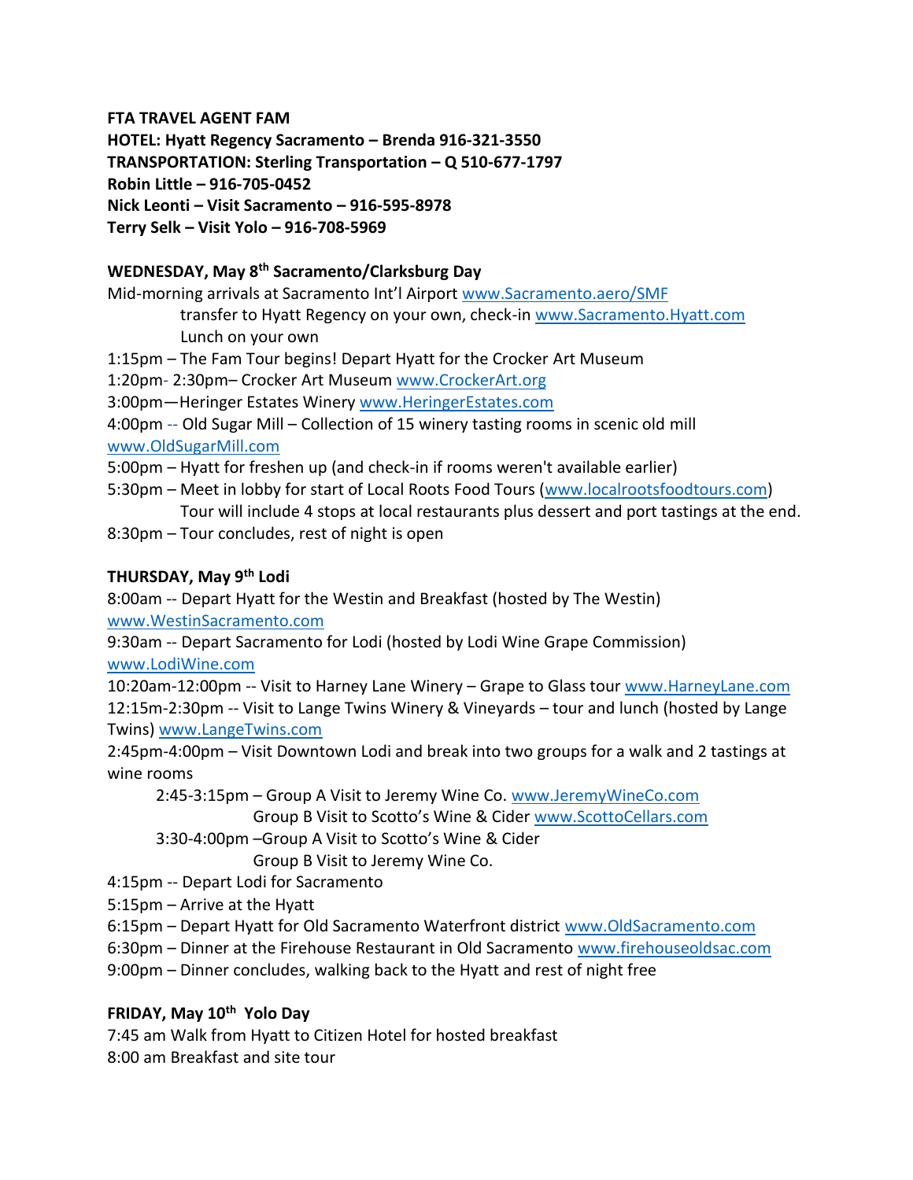**FTA TRAVEL AGENT FAM**
**HOTEL: Hyatt Regency Sacramento – Brenda 916-321-3550**
**TRANSPORTATION: Sterling Transportation – Q 510-677-1797**
**Robin Little – 916-705-0452**
**Nick Leonti – Visit Sacramento – 916-595-8978**
**Terry Selk – Visit Yolo – 916-708-5969**

**WEDNESDAY, May 8th Sacramento/Clarksburg Day**

Mid-morning arrivals at Sacramento Int'l Airport www.Sacramento.aero/SMF
transfer to Hyatt Regency on your own, check-in www.Sacramento.Hyatt.com
Lunch on your own
1:15pm – The Fam Tour begins! Depart Hyatt for the Crocker Art Museum
1:20pm- 2:30pm– Crocker Art Museum www.CrockerArt.org
3:00pm—Heringer Estates Winery www.HeringerEstates.com
4:00pm -- Old Sugar Mill – Collection of 15 winery tasting rooms in scenic old mill www.OldSugarMill.com
5:00pm – Hyatt for freshen up (and check-in if rooms weren't available earlier)
5:30pm – Meet in lobby for start of Local Roots Food Tours (www.localrootsfoodtours.com)
Tour will include 4 stops at local restaurants plus dessert and port tastings at the end.
8:30pm – Tour concludes, rest of night is open

**THURSDAY, May 9th Lodi**

8:00am -- Depart Hyatt for the Westin and Breakfast (hosted by The Westin) www.WestinSacramento.com
9:30am -- Depart Sacramento for Lodi (hosted by Lodi Wine Grape Commission) www.LodiWine.com
10:20am-12:00pm -- Visit to Harney Lane Winery – Grape to Glass tour www.HarneyLane.com
12:15m-2:30pm -- Visit to Lange Twins Winery & Vineyards – tour and lunch (hosted by Lange Twins) www.LangeTwins.com
2:45pm-4:00pm – Visit Downtown Lodi and break into two groups for a walk and 2 tastings at wine rooms
2:45-3:15pm – Group A Visit to Jeremy Wine Co. www.JeremyWineCo.com
Group B Visit to Scotto's Wine & Cider www.ScottoCellars.com
3:30-4:00pm –Group A Visit to Scotto's Wine & Cider
Group B Visit to Jeremy Wine Co.
4:15pm -- Depart Lodi for Sacramento
5:15pm – Arrive at the Hyatt
6:15pm – Depart Hyatt for Old Sacramento Waterfront district www.OldSacramento.com
6:30pm – Dinner at the Firehouse Restaurant in Old Sacramento www.firehouseoldsac.com
9:00pm – Dinner concludes, walking back to the Hyatt and rest of night free

**FRIDAY, May 10th Yolo Day**

7:45 am Walk from Hyatt to Citizen Hotel for hosted breakfast
8:00 am Breakfast and site tour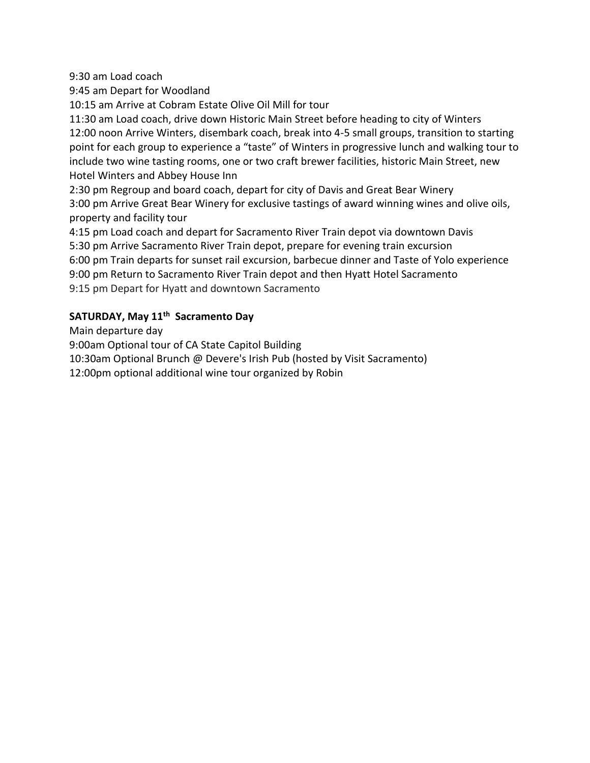9:30 am Load coach

9:45 am Depart for Woodland

10:15 am Arrive at Cobram Estate Olive Oil Mill for tour

11:30 am Load coach, drive down Historic Main Street before heading to city of Winters

12:00 noon Arrive Winters, disembark coach, break into 4-5 small groups, transition to starting point for each group to experience a "taste" of Winters in progressive lunch and walking tour to include two wine tasting rooms, one or two craft brewer facilities, historic Main Street, new Hotel Winters and Abbey House Inn

2:30 pm Regroup and board coach, depart for city of Davis and Great Bear Winery

3:00 pm Arrive Great Bear Winery for exclusive tastings of award winning wines and olive oils, property and facility tour

4:15 pm Load coach and depart for Sacramento River Train depot via downtown Davis

5:30 pm Arrive Sacramento River Train depot, prepare for evening train excursion

6:00 pm Train departs for sunset rail excursion, barbecue dinner and Taste of Yolo experience

9:00 pm Return to Sacramento River Train depot and then Hyatt Hotel Sacramento

9:15 pm Depart for Hyatt and downtown Sacramento

**SATURDAY, May 11th Sacramento Day**

Main departure day

9:00am Optional tour of CA State Capitol Building

10:30am Optional Brunch @ Devere's Irish Pub (hosted by Visit Sacramento)

12:00pm optional additional wine tour organized by Robin